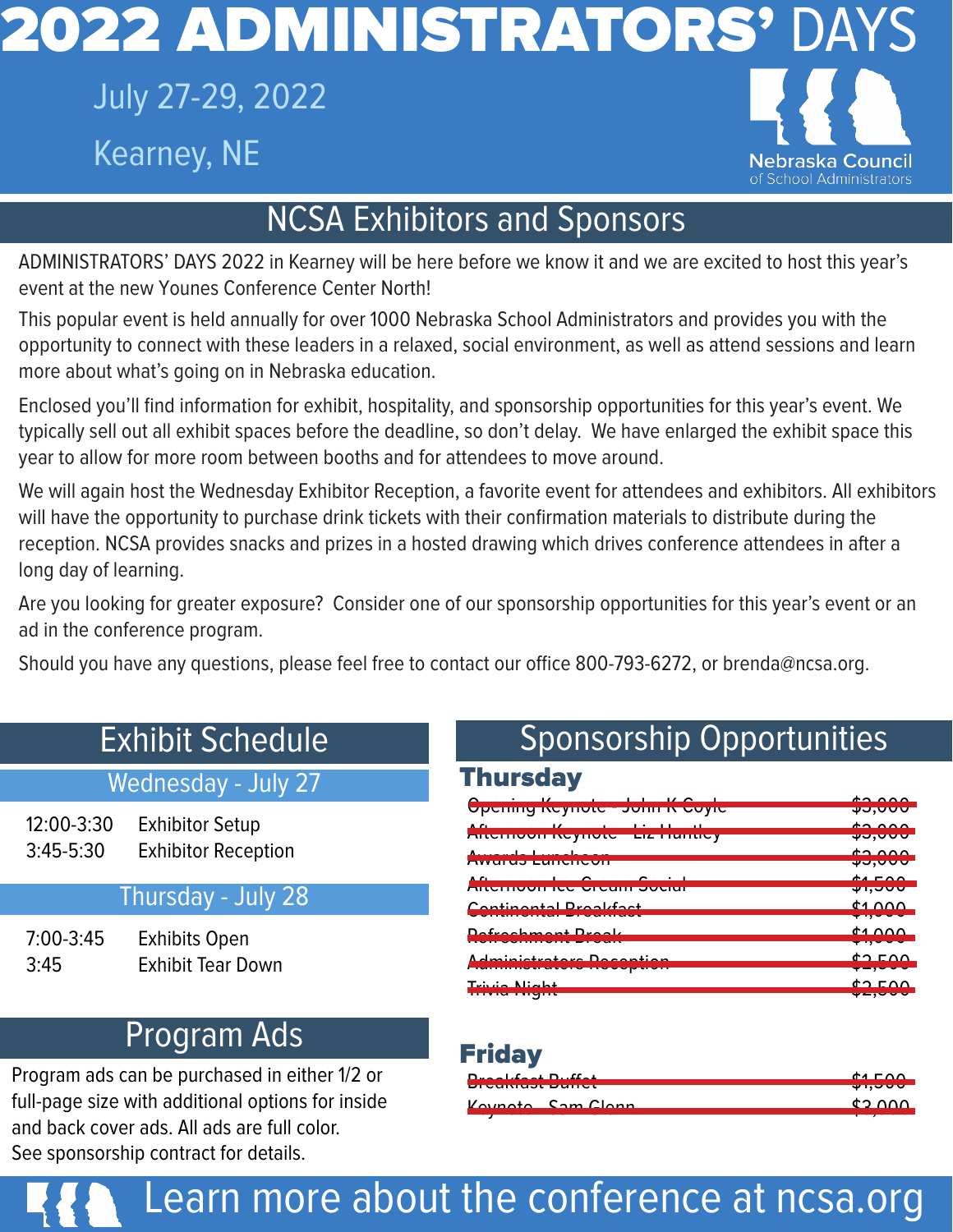# 2022 ADMINISTRATORS' DAYS

July 27-29, 2022

Kearney, NE

Nebraska Council of School Administrators

## NCSA Exhibitors and Sponsors

ADMINISTRATORS' DAYS 2022 in Kearney will be here before we know it and we are excited to host this year's event at the new Younes Conference Center North!

This popular event is held annually for over 1000 Nebraska School Administrators and provides you with the opportunity to connect with these leaders in a relaxed, social environment, as well as attend sessions and learn more about what's going on in Nebraska education.

Enclosed you'll find information for exhibit, hospitality, and sponsorship opportunities for this year's event. We typically sell out all exhibit spaces before the deadline, so don't delay. We have enlarged the exhibit space this year to allow for more room between booths and for attendees to move around.

We will again host the Wednesday Exhibitor Reception, a favorite event for attendees and exhibitors. All exhibitors will have the opportunity to purchase drink tickets with their confirmation materials to distribute during the reception. NCSA provides snacks and prizes in a hosted drawing which drives conference attendees in after a long day of learning.

Are you looking for greater exposure? Consider one of our sponsorship opportunities for this year's event or an ad in the conference program.

Should you have any questions, please feel free to contact our office 800-793-6272, or brenda@ncsa.org.

## Exhibit Schedule

### Wednesday - July 27

| | |
|---|---|
| 12:00-3:30 | Exhibitor Setup |
| 3:45-5:30 | Exhibitor Reception |

### Thursday - July 28

| | |
|---|---|
| 7:00-3:45 | Exhibits Open |
| 3:45 | Exhibit Tear Down |

## Program Ads

Program ads can be purchased in either 1/2 or full-page size with additional options for inside and back cover ads. All ads are full color. See sponsorship contract for details.

## Sponsorship Opportunities

### Thursday

| | |
|---|---|
| ~~Opening Keynote - John K Coyle~~ | ~~$3,000~~ |
| ~~Afternoon Keynote - Liz Huntley~~ | ~~$3,000~~ |
| ~~Awards Luncheon~~ | ~~$3,000~~ |
| ~~Afternoon Ice Cream Social~~ | ~~$1,500~~ |
| ~~Continental Breakfast~~ | ~~$1,000~~ |
| ~~Refreshment Break~~ | ~~$1,000~~ |
| ~~Administrators Reception~~ | ~~$2,500~~ |
| ~~Trivia Night~~ | ~~$2,500~~ |

### Friday

| | |
|---|---|
| ~~Breakfast Buffet~~ | ~~$1,500~~ |
| ~~Keynote - Sam Glenn~~ | ~~$3,000~~ |

Learn more about the conference at ncsa.org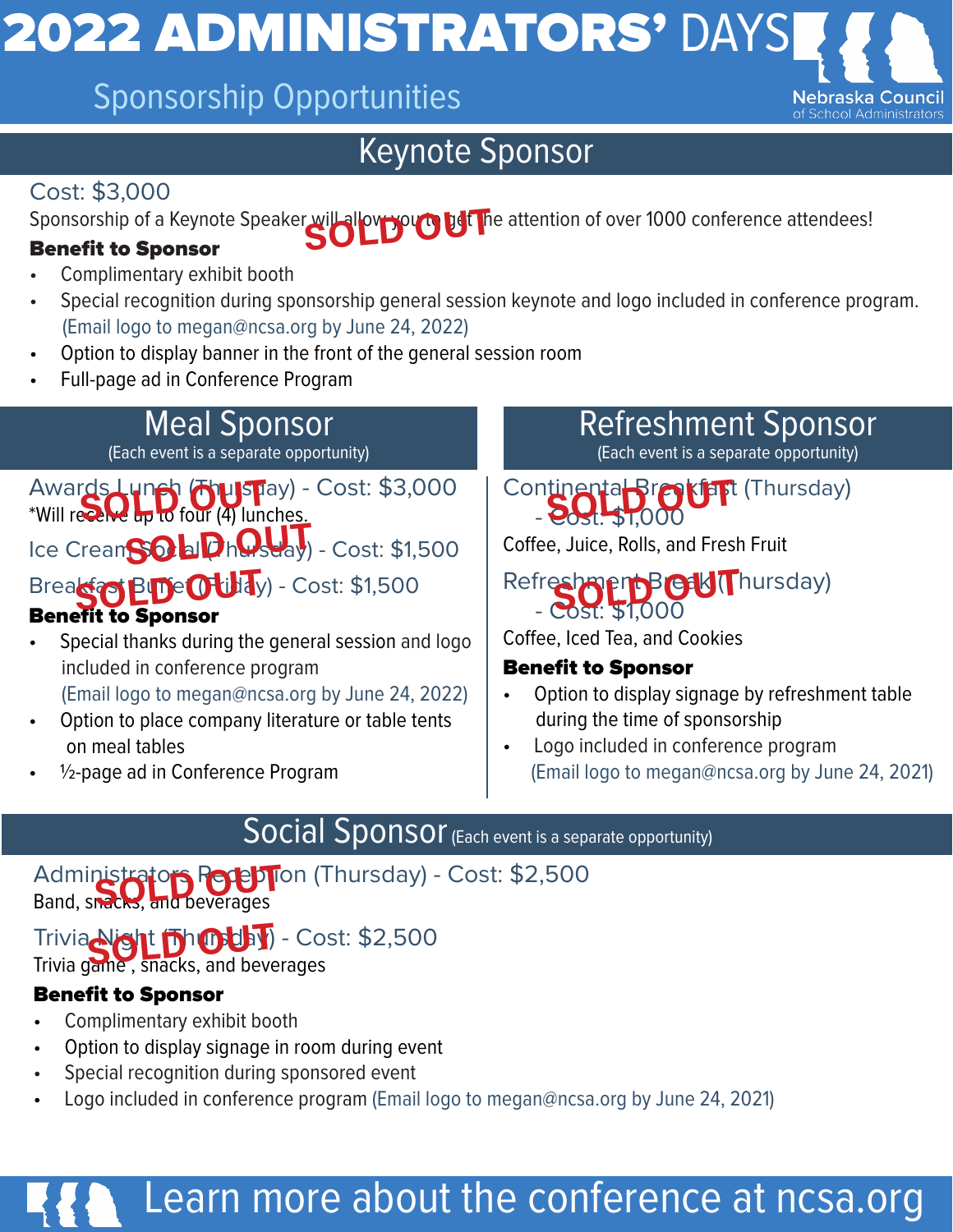# 2022 ADMINISTRATORS' DAYS

## Sponsorship Opportunities

Nebraska Council of School Administrators

## Keynote Sponsor

Cost: $3,000

Sponsorship of a Keynote Speaker will allow you to get the attention of over 1000 conference attendees!

SOLD OUT

**Benefit to Sponsor**

- Complimentary exhibit booth
- Special recognition during sponsorship general session keynote and logo included in conference program. (Email logo to megan@ncsa.org by June 24, 2022)
- Option to display banner in the front of the general session room
- Full-page ad in Conference Program

## Meal Sponsor

(Each event is a separate opportunity)

Awards Lunch (Thursday) - Cost: $3,000 — SOLD OUT

*Will receive up to four (4) lunches.

Ice Cream Social (Thursday) - Cost: $1,500 — SOLD OUT

Breakfast Buffet (Friday) - Cost: $1,500 — SOLD OUT

**Benefit to Sponsor**

- Special thanks during the general session and logo included in conference program (Email logo to megan@ncsa.org by June 24, 2022)
- Option to place company literature or table tents on meal tables
- ½-page ad in Conference Program

## Refreshment Sponsor

(Each event is a separate opportunity)

Continental Breakfast (Thursday) - Cost: $1,000 — SOLD OUT

Coffee, Juice, Rolls, and Fresh Fruit

Refreshment Break (Thursday) - Cost: $1,000 — SOLD OUT

Coffee, Iced Tea, and Cookies

**Benefit to Sponsor**

- Option to display signage by refreshment table during the time of sponsorship
- Logo included in conference program (Email logo to megan@ncsa.org by June 24, 2021)

## Social Sponsor (Each event is a separate opportunity)

Administrators Reception (Thursday) - Cost: $2,500 — SOLD OUT

Band, snacks, and beverages

Trivia Night (Thursday) - Cost: $2,500 — SOLD OUT

Trivia game, snacks, and beverages

**Benefit to Sponsor**

- Complimentary exhibit booth
- Option to display signage in room during event
- Special recognition during sponsored event
- Logo included in conference program (Email logo to megan@ncsa.org by June 24, 2021)

Learn more about the conference at ncsa.org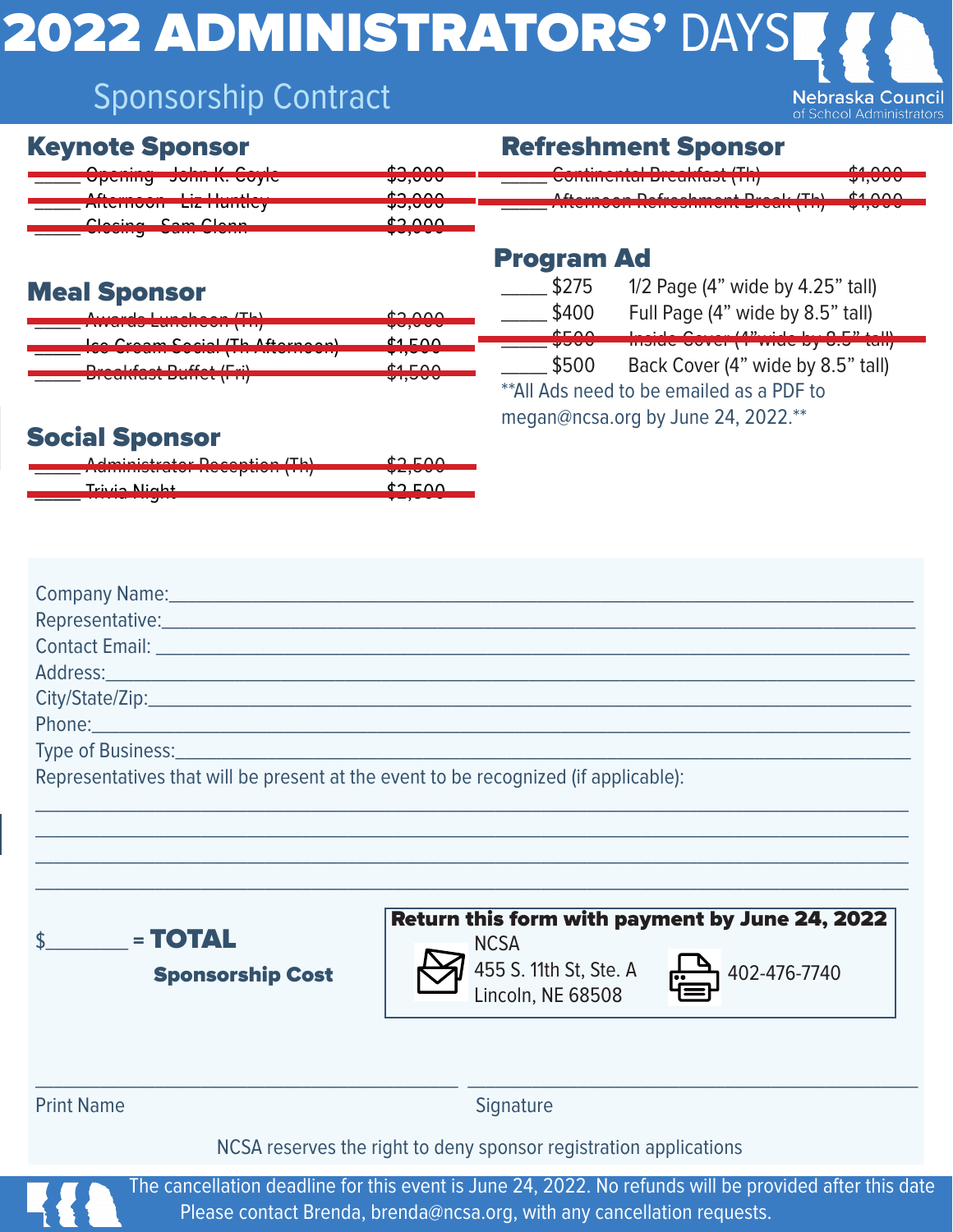# 2022 ADMINISTRATORS' DAYS

## Sponsorship Contract

Nebraska Council of School Administrators

### Keynote Sponsor

- ~~_____ Opening - John K. Coyle $3,000~~
- ~~_____ Afternoon - Liz Huntley $3,000~~
- ~~_____ Closing - Sam Glenn $3,000~~

### Meal Sponsor

- ~~_____ Awards Luncheon (Th) $3,000~~
- ~~_____ Ice Cream Social (Th Afternoon) $1,500~~
- ~~_____ Breakfast Buffet (Fri) $1,500~~

### Social Sponsor

- ~~_____ Administrator Reception (Th) $2,500~~
- ~~_____ Trivia Night $2,500~~

### Refreshment Sponsor

- ~~_____ Continental Breakfast (Th) $1,000~~
- ~~_____ Afternoon Refreshment Break (Th) $1,000~~

### Program Ad

- _____ $275 1/2 Page (4" wide by 4.25" tall)
- _____ $400 Full Page (4" wide by 8.5" tall)
- ~~_____ $500 Inside Cover (4" wide by 8.5" tall)~~
- _____ $500 Back Cover (4" wide by 8.5" tall)

**All Ads need to be emailed as a PDF to megan@ncsa.org by June 24, 2022.**

Company Name:_______________________________________________

Representative:_______________________________________________

Contact Email: _______________________________________________

Address:_______________________________________________

City/State/Zip:_______________________________________________

Phone:_______________________________________________

Type of Business:_______________________________________________

Representatives that will be present at the event to be recognized (if applicable):

_______________________________________________

_______________________________________________

_______________________________________________

_______________________________________________

$________ = **TOTAL**

**Sponsorship Cost**

**Return this form with payment by June 24, 2022**

NCSA
455 S. 11th St, Ste. A
Lincoln, NE 68508

402-476-7740

_______________________ _______________________

Print Name Signature

NCSA reserves the right to deny sponsor registration applications

The cancellation deadline for this event is June 24, 2022. No refunds will be provided after this date
Please contact Brenda, brenda@ncsa.org, with any cancellation requests.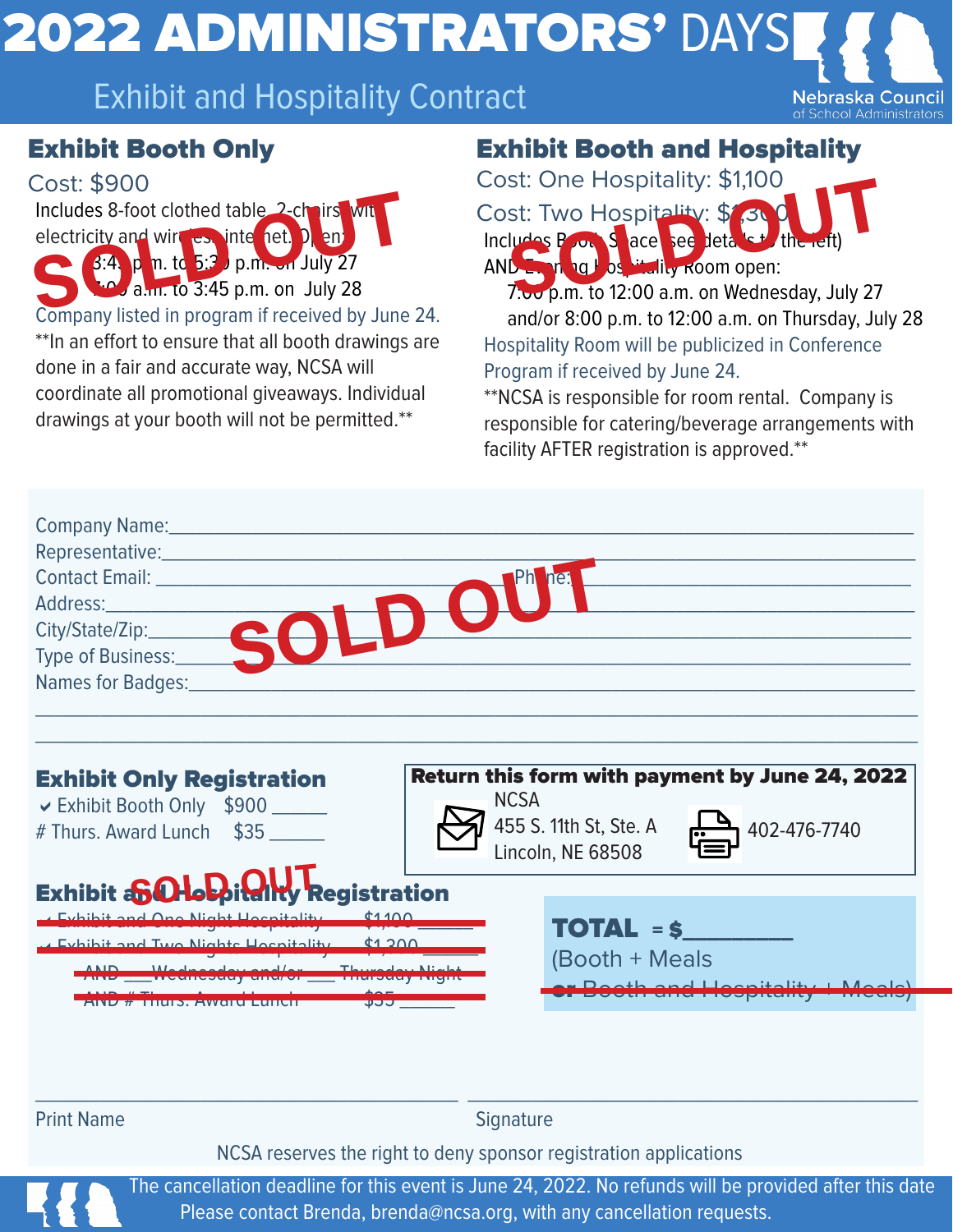# 2022 ADMINISTRATORS' DAYS

## Exhibit and Hospitality Contract

Nebraska Council of School Administrators

### Exhibit Booth Only

SOLD OUT

Cost: $900

Includes 8-foot clothed table, 2 chairs with electricity and wireless internet. Open:
3:45 p.m. to 5:30 p.m. on July 27
7:00 a.m. to 3:45 p.m. on July 28

Company listed in program if received by June 24.

**In an effort to ensure that all booth drawings are done in a fair and accurate way, NCSA will coordinate all promotional giveaways. Individual drawings at your booth will not be permitted.**

### Exhibit Booth and Hospitality

SOLD OUT

Cost: One Hospitality: $1,100

Cost: Two Hospitality: $1,300

Includes Booth Space (see details to the left)
AND Evening Hospitality Room open:
7:00 p.m. to 12:00 a.m. on Wednesday, July 27
and/or 8:00 p.m. to 12:00 a.m. on Thursday, July 28

Hospitality Room will be publicized in Conference Program if received by June 24.

**NCSA is responsible for room rental. Company is responsible for catering/beverage arrangements with facility AFTER registration is approved.**

SOLD OUT

Company Name:\_\_\_\_\_\_\_\_\_\_\_\_\_\_\_\_\_\_\_\_\_\_\_\_\_\_\_\_\_\_\_\_\_\_\_\_\_\_\_\_
Representative:\_\_\_\_\_\_\_\_\_\_\_\_\_\_\_\_\_\_\_\_\_\_\_\_\_\_\_\_\_\_\_\_\_\_\_\_\_\_\_\_
Contact Email: \_\_\_\_\_\_\_\_\_\_\_\_\_\_\_\_\_\_\_\_ Phone:\_\_\_\_\_\_\_\_\_\_\_\_\_\_\_\_\_\_\_\_
Address:\_\_\_\_\_\_\_\_\_\_\_\_\_\_\_\_\_\_\_\_\_\_\_\_\_\_\_\_\_\_\_\_\_\_\_\_\_\_\_\_
City/State/Zip:\_\_\_\_\_\_\_\_\_\_\_\_\_\_\_\_\_\_\_\_\_\_\_\_\_\_\_\_\_\_\_\_\_\_\_\_\_\_\_\_
Type of Business:\_\_\_\_\_\_\_\_\_\_\_\_\_\_\_\_\_\_\_\_\_\_\_\_\_\_\_\_\_\_\_\_\_\_\_\_\_\_\_\_
Names for Badges:\_\_\_\_\_\_\_\_\_\_\_\_\_\_\_\_\_\_\_\_\_\_\_\_\_\_\_\_\_\_\_\_\_\_\_\_\_\_\_\_

### Exhibit Only Registration

- ✔ Exhibit Booth Only $900 \_\_\_\_\_\_
- \# Thurs. Award Lunch $35 \_\_\_\_\_\_

**Return this form with payment by June 24, 2022**

NCSA
455 S. 11th St, Ste. A
Lincoln, NE 68508

402-476-7740

### Exhibit and Hospitality Registration

SOLD OUT

- ~~✔ Exhibit and One Night Hospitality $1,100 \_\_\_\_\_\_~~
- ~~✔ Exhibit and Two Nights Hospitality $1,300 \_\_\_\_\_\_~~
  - ~~AND \_\_\_Wednesday and/or \_\_\_ Thursday Night~~
  - ~~AND # Thurs. Award Lunch $35 \_\_\_\_\_\_~~

**TOTAL = $\_\_\_\_\_\_\_\_**
(Booth + Meals
~~or Booth and Hospitality + Meals)~~

\_\_\_\_\_\_\_\_\_\_\_\_\_\_\_\_\_\_\_\_\_\_\_\_ \_\_\_\_\_\_\_\_\_\_\_\_\_\_\_\_\_\_\_\_\_\_\_\_
Print Name Signature

NCSA reserves the right to deny sponsor registration applications

The cancellation deadline for this event is June 24, 2022. No refunds will be provided after this date
Please contact Brenda, brenda@ncsa.org, with any cancellation requests.